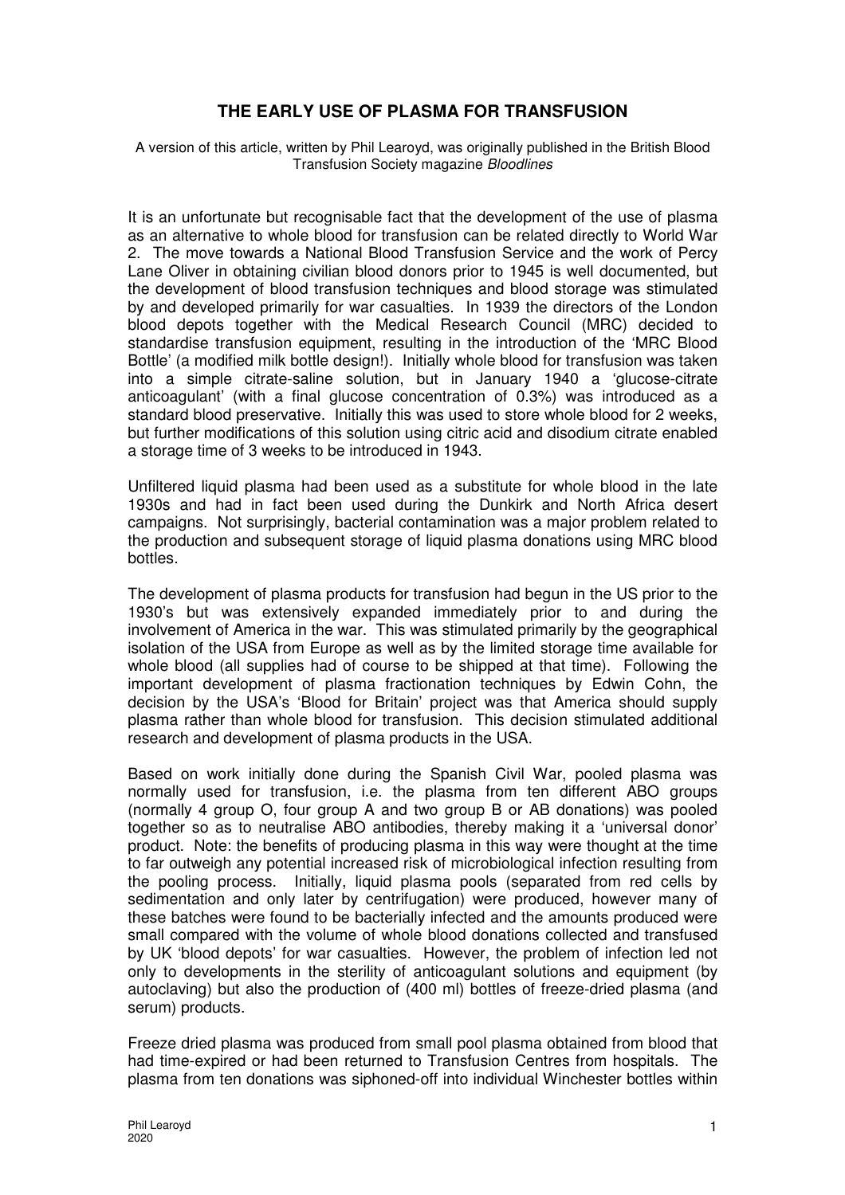# THE EARLY USE OF PLASMA FOR TRANSFUSION

A version of this article, written by Phil Learoyd, was originally published in the British Blood Transfusion Society magazine *Bloodlines*

It is an unfortunate but recognisable fact that the development of the use of plasma as an alternative to whole blood for transfusion can be related directly to World War 2. The move towards a National Blood Transfusion Service and the work of Percy Lane Oliver in obtaining civilian blood donors prior to 1945 is well documented, but the development of blood transfusion techniques and blood storage was stimulated by and developed primarily for war casualties. In 1939 the directors of the London blood depots together with the Medical Research Council (MRC) decided to standardise transfusion equipment, resulting in the introduction of the 'MRC Blood Bottle' (a modified milk bottle design!). Initially whole blood for transfusion was taken into a simple citrate-saline solution, but in January 1940 a 'glucose-citrate anticoagulant' (with a final glucose concentration of 0.3%) was introduced as a standard blood preservative. Initially this was used to store whole blood for 2 weeks, but further modifications of this solution using citric acid and disodium citrate enabled a storage time of 3 weeks to be introduced in 1943.

Unfiltered liquid plasma had been used as a substitute for whole blood in the late 1930s and had in fact been used during the Dunkirk and North Africa desert campaigns. Not surprisingly, bacterial contamination was a major problem related to the production and subsequent storage of liquid plasma donations using MRC blood bottles.

The development of plasma products for transfusion had begun in the US prior to the 1930's but was extensively expanded immediately prior to and during the involvement of America in the war. This was stimulated primarily by the geographical isolation of the USA from Europe as well as by the limited storage time available for whole blood (all supplies had of course to be shipped at that time). Following the important development of plasma fractionation techniques by Edwin Cohn, the decision by the USA's 'Blood for Britain' project was that America should supply plasma rather than whole blood for transfusion. This decision stimulated additional research and development of plasma products in the USA.

Based on work initially done during the Spanish Civil War, pooled plasma was normally used for transfusion, i.e. the plasma from ten different ABO groups (normally 4 group O, four group A and two group B or AB donations) was pooled together so as to neutralise ABO antibodies, thereby making it a 'universal donor' product. Note: the benefits of producing plasma in this way were thought at the time to far outweigh any potential increased risk of microbiological infection resulting from the pooling process. Initially, liquid plasma pools (separated from red cells by sedimentation and only later by centrifugation) were produced, however many of these batches were found to be bacterially infected and the amounts produced were small compared with the volume of whole blood donations collected and transfused by UK 'blood depots' for war casualties. However, the problem of infection led not only to developments in the sterility of anticoagulant solutions and equipment (by autoclaving) but also the production of (400 ml) bottles of freeze-dried plasma (and serum) products.

Freeze dried plasma was produced from small pool plasma obtained from blood that had time-expired or had been returned to Transfusion Centres from hospitals. The plasma from ten donations was siphoned-off into individual Winchester bottles within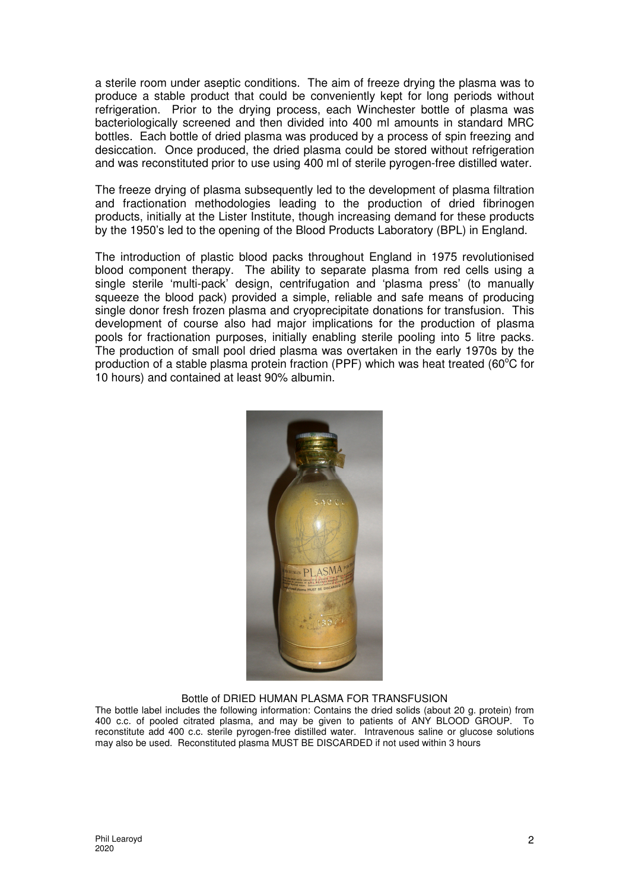a sterile room under aseptic conditions. The aim of freeze drying the plasma was to produce a stable product that could be conveniently kept for long periods without refrigeration. Prior to the drying process, each Winchester bottle of plasma was bacteriologically screened and then divided into 400 ml amounts in standard MRC bottles. Each bottle of dried plasma was produced by a process of spin freezing and desiccation. Once produced, the dried plasma could be stored without refrigeration and was reconstituted prior to use using 400 ml of sterile pyrogen-free distilled water.

The freeze drying of plasma subsequently led to the development of plasma filtration and fractionation methodologies leading to the production of dried fibrinogen products, initially at the Lister Institute, though increasing demand for these products by the 1950's led to the opening of the Blood Products Laboratory (BPL) in England.

The introduction of plastic blood packs throughout England in 1975 revolutionised blood component therapy. The ability to separate plasma from red cells using a single sterile 'multi-pack' design, centrifugation and 'plasma press' (to manually squeeze the blood pack) provided a simple, reliable and safe means of producing single donor fresh frozen plasma and cryoprecipitate donations for transfusion. This development of course also had major implications for the production of plasma pools for fractionation purposes, initially enabling sterile pooling into 5 litre packs. The production of small pool dried plasma was overtaken in the early 1970s by the production of a stable plasma protein fraction (PPF) which was heat treated (60°C for 10 hours) and contained at least 90% albumin.

Bottle of DRIED HUMAN PLASMA FOR TRANSFUSION

The bottle label includes the following information: Contains the dried solids (about 20 g. protein) from 400 c.c. of pooled citrated plasma, and may be given to patients of ANY BLOOD GROUP. To reconstitute add 400 c.c. sterile pyrogen-free distilled water. Intravenous saline or glucose solutions may also be used. Reconstituted plasma MUST BE DISCARDED if not used within 3 hours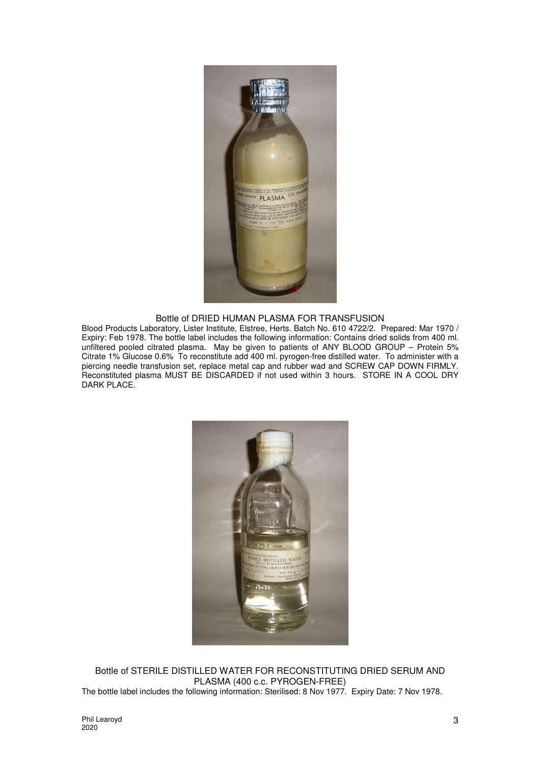Bottle of DRIED HUMAN PLASMA FOR TRANSFUSION

Blood Products Laboratory, Lister Institute, Elstree, Herts. Batch No. 610 4722/2. Prepared: Mar 1970 / Expiry: Feb 1978. The bottle label includes the following information: Contains dried solids from 400 ml. unfiltered pooled citrated plasma. May be given to patients of ANY BLOOD GROUP – Protein 5% Citrate 1% Glucose 0.6% To reconstitute add 400 ml. pyrogen-free distilled water. To administer with a piercing needle transfusion set, replace metal cap and rubber wad and SCREW CAP DOWN FIRMLY. Reconstituted plasma MUST BE DISCARDED if not used within 3 hours. STORE IN A COOL DRY DARK PLACE.

Bottle of STERILE DISTILLED WATER FOR RECONSTITUTING DRIED SERUM AND PLASMA (400 c.c. PYROGEN-FREE)

The bottle label includes the following information: Sterilised: 8 Nov 1977. Expiry Date: 7 Nov 1978.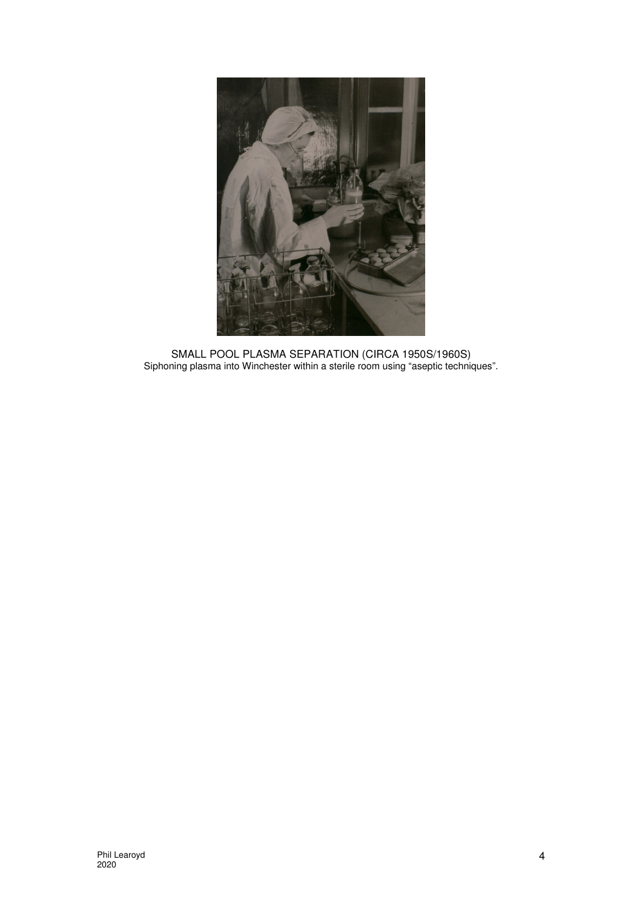SMALL POOL PLASMA SEPARATION (CIRCA 1950S/1960S)
Siphoning plasma into Winchester within a sterile room using "aseptic techniques".